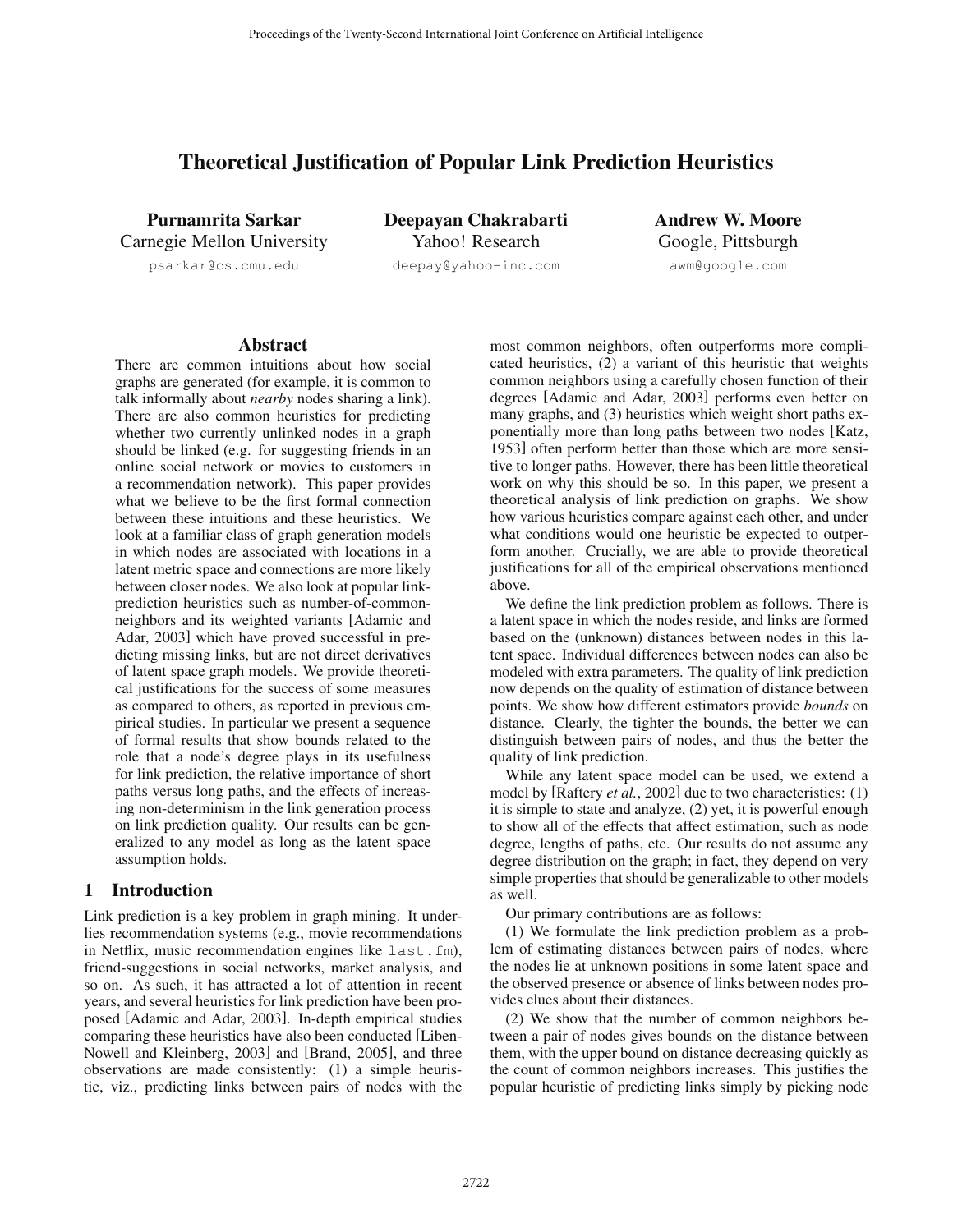# Theoretical Justification of Popular Link Prediction Heuristics

**Purnamrita Sarkar**
Carnegie Mellon University
psarkar@cs.cmu.edu

**Deepayan Chakrabarti**
Yahoo! Research
deepay@yahoo-inc.com

**Andrew W. Moore**
Google, Pittsburgh
awm@google.com

## Abstract

There are common intuitions about how social graphs are generated (for example, it is common to talk informally about *nearby* nodes sharing a link). There are also common heuristics for predicting whether two currently unlinked nodes in a graph should be linked (e.g. for suggesting friends in an online social network or movies to customers in a recommendation network). This paper provides what we believe to be the first formal connection between these intuitions and these heuristics. We look at a familiar class of graph generation models in which nodes are associated with locations in a latent metric space and connections are more likely between closer nodes. We also look at popular link-prediction heuristics such as number-of-common-neighbors and its weighted variants [Adamic and Adar, 2003] which have proved successful in predicting missing links, but are not direct derivatives of latent space graph models. We provide theoretical justifications for the success of some measures as compared to others, as reported in previous empirical studies. In particular we present a sequence of formal results that show bounds related to the role that a node's degree plays in its usefulness for link prediction, the relative importance of short paths versus long paths, and the effects of increasing non-determinism in the link generation process on link prediction quality. Our results can be generalized to any model as long as the latent space assumption holds.

## 1 Introduction

Link prediction is a key problem in graph mining. It underlies recommendation systems (e.g., movie recommendations in Netflix, music recommendation engines like last.fm), friend-suggestions in social networks, market analysis, and so on. As such, it has attracted a lot of attention in recent years, and several heuristics for link prediction have been proposed [Adamic and Adar, 2003]. In-depth empirical studies comparing these heuristics have also been conducted [Liben-Nowell and Kleinberg, 2003] and [Brand, 2005], and three observations are made consistently: (1) a simple heuristic, viz., predicting links between pairs of nodes with the most common neighbors, often outperforms more complicated heuristics, (2) a variant of this heuristic that weights common neighbors using a carefully chosen function of their degrees [Adamic and Adar, 2003] performs even better on many graphs, and (3) heuristics which weight short paths exponentially more than long paths between two nodes [Katz, 1953] often perform better than those which are more sensitive to longer paths. However, there has been little theoretical work on why this should be so. In this paper, we present a theoretical analysis of link prediction on graphs. We show how various heuristics compare against each other, and under what conditions would one heuristic be expected to outperform another. Crucially, we are able to provide theoretical justifications for all of the empirical observations mentioned above.

We define the link prediction problem as follows. There is a latent space in which the nodes reside, and links are formed based on the (unknown) distances between nodes in this latent space. Individual differences between nodes can also be modeled with extra parameters. The quality of link prediction now depends on the quality of estimation of distance between points. We show how different estimators provide *bounds* on distance. Clearly, the tighter the bounds, the better we can distinguish between pairs of nodes, and thus the better the quality of link prediction.

While any latent space model can be used, we extend a model by [Raftery *et al.*, 2002] due to two characteristics: (1) it is simple to state and analyze, (2) yet, it is powerful enough to show all of the effects that affect estimation, such as node degree, lengths of paths, etc. Our results do not assume any degree distribution on the graph; in fact, they depend on very simple properties that should be generalizable to other models as well.

Our primary contributions are as follows:

(1) We formulate the link prediction problem as a problem of estimating distances between pairs of nodes, where the nodes lie at unknown positions in some latent space and the observed presence or absence of links between nodes provides clues about their distances.

(2) We show that the number of common neighbors between a pair of nodes gives bounds on the distance between them, with the upper bound on distance decreasing quickly as the count of common neighbors increases. This justifies the popular heuristic of predicting links simply by picking node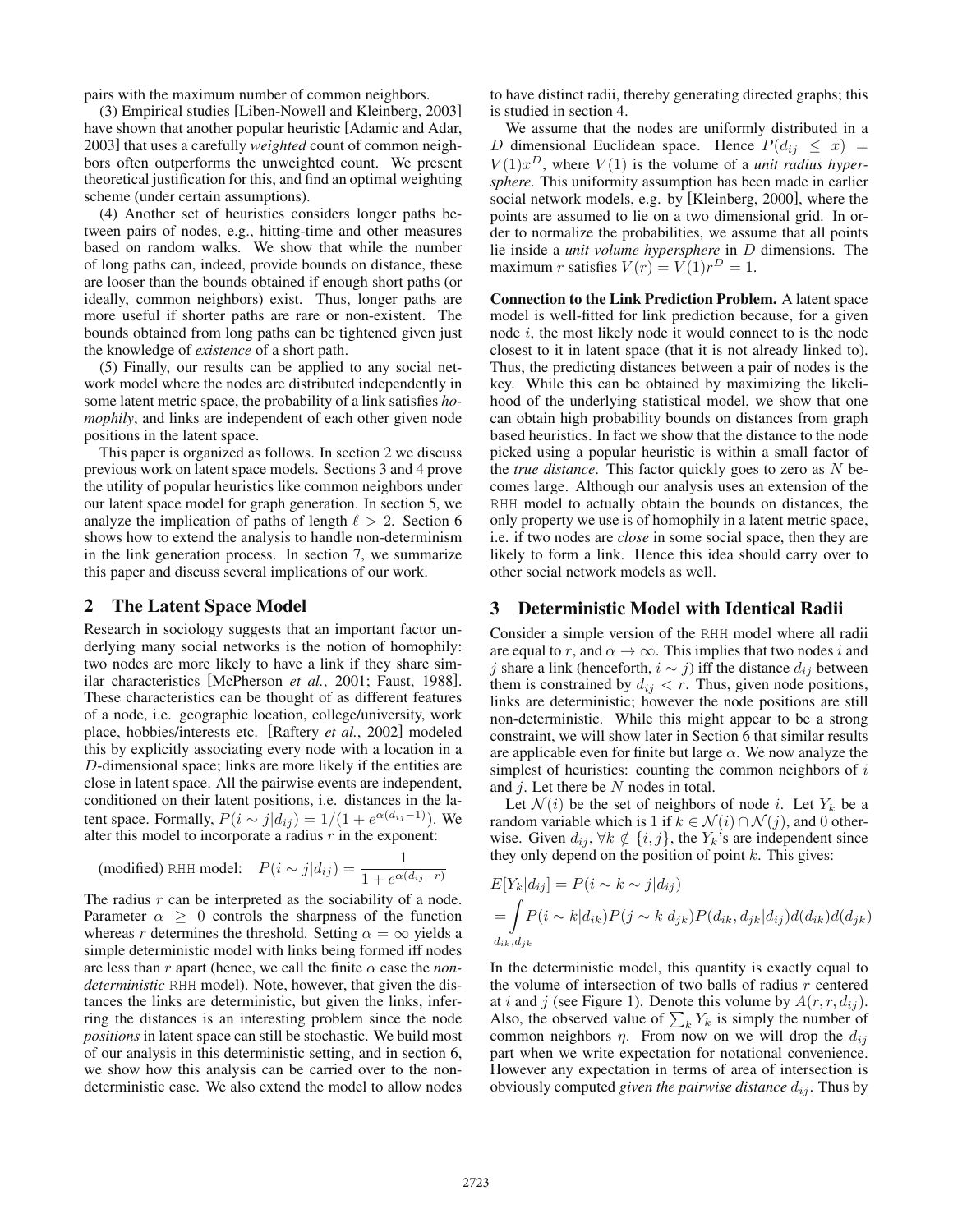pairs with the maximum number of common neighbors.

(3) Empirical studies [Liben-Nowell and Kleinberg, 2003] have shown that another popular heuristic [Adamic and Adar, 2003] that uses a carefully *weighted* count of common neighbors often outperforms the unweighted count. We present theoretical justification for this, and find an optimal weighting scheme (under certain assumptions).

(4) Another set of heuristics considers longer paths between pairs of nodes, e.g., hitting-time and other measures based on random walks. We show that while the number of long paths can, indeed, provide bounds on distance, these are looser than the bounds obtained if enough short paths (or ideally, common neighbors) exist. Thus, longer paths are more useful if shorter paths are rare or non-existent. The bounds obtained from long paths can be tightened given just the knowledge of *existence* of a short path.

(5) Finally, our results can be applied to any social network model where the nodes are distributed independently in some latent metric space, the probability of a link satisfies *homophily*, and links are independent of each other given node positions in the latent space.

This paper is organized as follows. In section 2 we discuss previous work on latent space models. Sections 3 and 4 prove the utility of popular heuristics like common neighbors under our latent space model for graph generation. In section 5, we analyze the implication of paths of length $\ell > 2$. Section 6 shows how to extend the analysis to handle non-determinism in the link generation process. In section 7, we summarize this paper and discuss several implications of our work.

## 2 The Latent Space Model

Research in sociology suggests that an important factor underlying many social networks is the notion of homophily: two nodes are more likely to have a link if they share similar characteristics [McPherson *et al.*, 2001; Faust, 1988]. These characteristics can be thought of as different features of a node, i.e. geographic location, college/university, work place, hobbies/interests etc. [Raftery *et al.*, 2002] modeled this by explicitly associating every node with a location in a $D$-dimensional space; links are more likely if the entities are close in latent space. All the pairwise events are independent, conditioned on their latent positions, i.e. distances in the latent space. Formally, $P(i \sim j|d_{ij}) = 1/(1 + e^{\alpha(d_{ij}-1)})$. We alter this model to incorporate a radius $r$ in the exponent:

$$\text{(modified) RHH model:} \quad P(i \sim j|d_{ij}) = \frac{1}{1 + e^{\alpha(d_{ij}-r)}}$$

The radius $r$ can be interpreted as the sociability of a node. Parameter $\alpha \geq 0$ controls the sharpness of the function whereas $r$ determines the threshold. Setting $\alpha = \infty$ yields a simple deterministic model with links being formed iff nodes are less than $r$ apart (hence, we call the finite $\alpha$ case the *non-deterministic* RHH model). Note, however, that given the distances the links are deterministic, but given the links, inferring the distances is an interesting problem since the node *positions* in latent space can still be stochastic. We build most of our analysis in this deterministic setting, and in section 6, we show how this analysis can be carried over to the non-deterministic case. We also extend the model to allow nodes to have distinct radii, thereby generating directed graphs; this is studied in section 4.

We assume that the nodes are uniformly distributed in a $D$ dimensional Euclidean space. Hence $P(d_{ij} \leq x) = V(1)x^D$, where $V(1)$ is the volume of a *unit radius hypersphere*. This uniformity assumption has been made in earlier social network models, e.g. by [Kleinberg, 2000], where the points are assumed to lie on a two dimensional grid. In order to normalize the probabilities, we assume that all points lie inside a *unit volume hypersphere* in $D$ dimensions. The maximum $r$ satisfies $V(r) = V(1)r^D = 1$.

**Connection to the Link Prediction Problem.** A latent space model is well-fitted for link prediction because, for a given node $i$, the most likely node it would connect to is the node closest to it in latent space (that it is not already linked to). Thus, the predicting distances between a pair of nodes is the key. While this can be obtained by maximizing the likelihood of the underlying statistical model, we show that one can obtain high probability bounds on distances from graph based heuristics. In fact we show that the distance to the node picked using a popular heuristic is within a small factor of the *true distance*. This factor quickly goes to zero as $N$ becomes large. Although our analysis uses an extension of the RHH model to actually obtain the bounds on distances, the only property we use is of homophily in a latent metric space, i.e. if two nodes are *close* in some social space, then they are likely to form a link. Hence this idea should carry over to other social network models as well.

## 3 Deterministic Model with Identical Radii

Consider a simple version of the RHH model where all radii are equal to $r$, and $\alpha \to \infty$. This implies that two nodes $i$ and $j$ share a link (henceforth, $i \sim j$) iff the distance $d_{ij}$ between them is constrained by $d_{ij} < r$. Thus, given node positions, links are deterministic; however the node positions are still non-deterministic. While this might appear to be a strong constraint, we will show later in Section 6 that similar results are applicable even for finite but large $\alpha$. We now analyze the simplest of heuristics: counting the common neighbors of $i$ and $j$. Let there be $N$ nodes in total.

Let $\mathcal{N}(i)$ be the set of neighbors of node $i$. Let $Y_k$ be a random variable which is 1 if $k \in \mathcal{N}(i) \cap \mathcal{N}(j)$, and 0 otherwise. Given $d_{ij}$, $\forall k \notin \{i, j\}$, the $Y_k$'s are independent since they only depend on the position of point $k$. This gives:

$$E[Y_k|d_{ij}] = P(i \sim k \sim j|d_{ij})$$
$$= \int_{d_{ik}, d_{jk}} P(i \sim k|d_{ik})P(j \sim k|d_{jk})P(d_{ik}, d_{jk}|d_{ij})d(d_{ik})d(d_{jk})$$

In the deterministic model, this quantity is exactly equal to the volume of intersection of two balls of radius $r$ centered at $i$ and $j$ (see Figure 1). Denote this volume by $A(r, r, d_{ij})$. Also, the observed value of $\sum_k Y_k$ is simply the number of common neighbors $\eta$. From now on we will drop the $d_{ij}$ part when we write expectation for notational convenience. However any expectation in terms of area of intersection is obviously computed *given the pairwise distance* $d_{ij}$. Thus by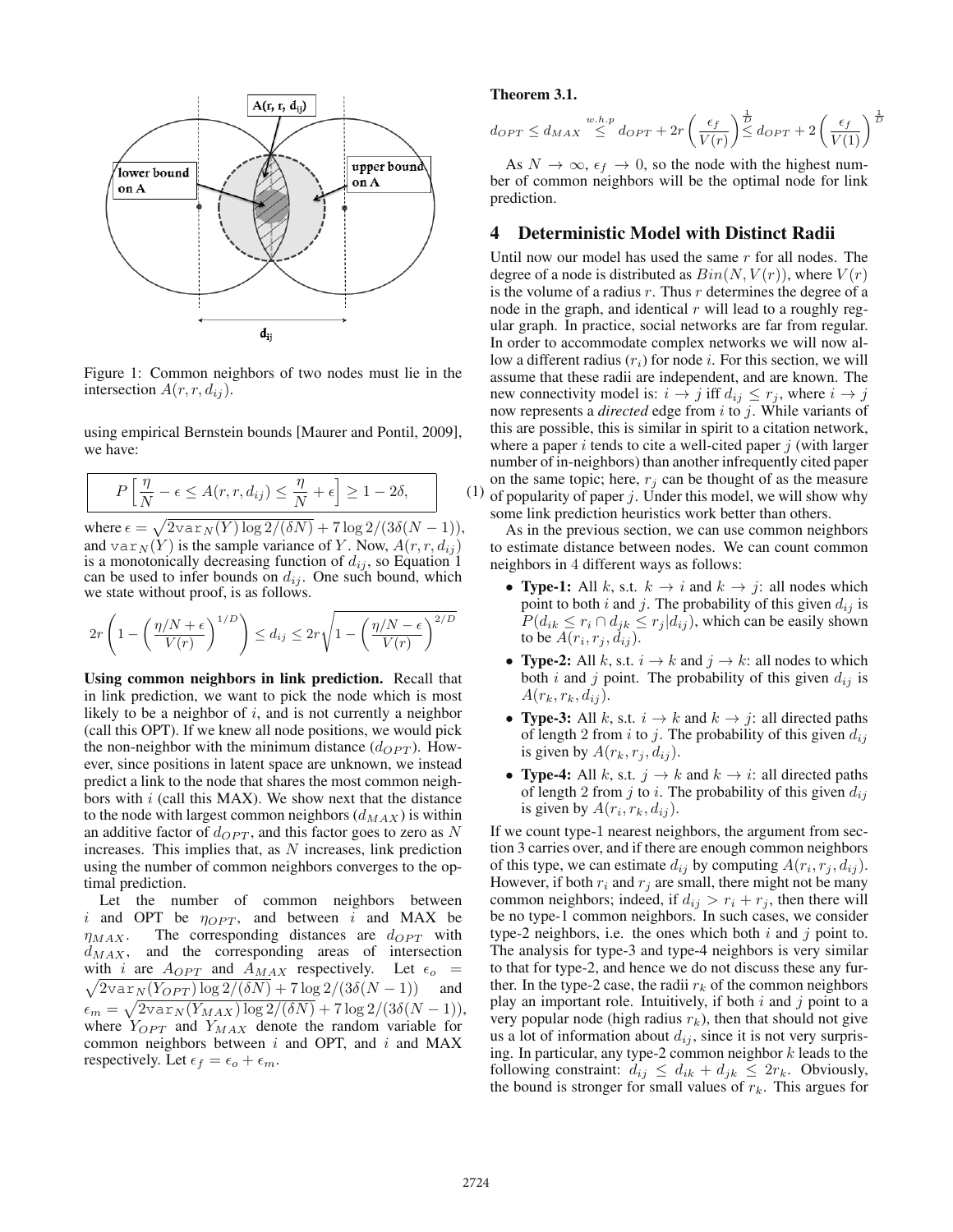Figure 1: Common neighbors of two nodes must lie in the intersection $A(r, r, d_{ij})$.

using empirical Bernstein bounds [Maurer and Pontil, 2009], we have:

$$P\left[\frac{\eta}{N} - \epsilon \leq A(r, r, d_{ij}) \leq \frac{\eta}{N} + \epsilon\right] \geq 1 - 2\delta, \tag{1}$$

where $\epsilon = \sqrt{2\texttt{var}_N(Y) \log 2/(\delta N)} + 7 \log 2/(3\delta(N-1))$, and $\texttt{var}_N(Y)$ is the sample variance of $Y$. Now, $A(r, r, d_{ij})$ is a monotonically decreasing function of $d_{ij}$, so Equation 1 can be used to infer bounds on $d_{ij}$. One such bound, which we state without proof, is as follows.

$$2r\left(1 - \left(\frac{\eta/N + \epsilon}{V(r)}\right)^{1/D}\right) \leq d_{ij} \leq 2r\sqrt{1 - \left(\frac{\eta/N - \epsilon}{V(r)}\right)^{2/D}}$$

**Using common neighbors in link prediction.** Recall that in link prediction, we want to pick the node which is most likely to be a neighbor of $i$, and is not currently a neighbor (call this OPT). If we knew all node positions, we would pick the non-neighbor with the minimum distance ($d_{OPT}$). However, since positions in latent space are unknown, we instead predict a link to the node that shares the most common neighbors with $i$ (call this MAX). We show next that the distance to the node with largest common neighbors ($d_{MAX}$) is within an additive factor of $d_{OPT}$, and this factor goes to zero as $N$ increases. This implies that, as $N$ increases, link prediction using the number of common neighbors converges to the optimal prediction.

Let the number of common neighbors between $i$ and OPT be $\eta_{OPT}$, and between $i$ and MAX be $\eta_{MAX}$. The corresponding distances are $d_{OPT}$ with $d_{MAX}$, and the corresponding areas of intersection with $i$ are $A_{OPT}$ and $A_{MAX}$ respectively. Let $\epsilon_o = \sqrt{2\texttt{var}_N(Y_{OPT}) \log 2/(\delta N)} + 7 \log 2/(3\delta(N-1))$ and $\epsilon_m = \sqrt{2\texttt{var}_N(Y_{MAX}) \log 2/(\delta N)} + 7 \log 2/(3\delta(N-1))$, where $Y_{OPT}$ and $Y_{MAX}$ denote the random variable for common neighbors between $i$ and OPT, and $i$ and MAX respectively. Let $\epsilon_f = \epsilon_o + \epsilon_m$.

**Theorem 3.1.**

$$d_{OPT} \leq d_{MAX} \overset{w.h.p}{\leq} d_{OPT} + 2r\left(\frac{\epsilon_f}{V(r)}\right)^{\frac{1}{D}} \leq d_{OPT} + 2\left(\frac{\epsilon_f}{V(1)}\right)^{\frac{1}{D}}$$

As $N \to \infty$, $\epsilon_f \to 0$, so the node with the highest number of common neighbors will be the optimal node for link prediction.

## 4 Deterministic Model with Distinct Radii

Until now our model has used the same $r$ for all nodes. The degree of a node is distributed as $Bin(N, V(r))$, where $V(r)$ is the volume of a radius $r$. Thus $r$ determines the degree of a node in the graph, and identical $r$ will lead to a roughly regular graph. In practice, social networks are far from regular. In order to accommodate complex networks we will now allow a different radius ($r_i$) for node $i$. For this section, we will assume that these radii are independent, and are known. The new connectivity model is: $i \to j$ iff $d_{ij} \leq r_j$, where $i \to j$ now represents a *directed* edge from $i$ to $j$. While variants of this are possible, this is similar in spirit to a citation network, where a paper $i$ tends to cite a well-cited paper $j$ (with larger number of in-neighbors) than another infrequently cited paper on the same topic; here, $r_j$ can be thought of as the measure of popularity of paper $j$. Under this model, we will show why some link prediction heuristics work better than others.

As in the previous section, we can use common neighbors to estimate distance between nodes. We can count common neighbors in 4 different ways as follows:

- **Type-1:** All $k$, s.t. $k \to i$ and $k \to j$: all nodes which point to both $i$ and $j$. The probability of this given $d_{ij}$ is $P(d_{ik} \leq r_i \cap d_{jk} \leq r_j | d_{ij})$, which can be easily shown to be $A(r_i, r_j, d_{ij})$.
- **Type-2:** All $k$, s.t. $i \to k$ and $j \to k$: all nodes to which both $i$ and $j$ point. The probability of this given $d_{ij}$ is $A(r_k, r_k, d_{ij})$.
- **Type-3:** All $k$, s.t. $i \to k$ and $k \to j$: all directed paths of length 2 from $i$ to $j$. The probability of this given $d_{ij}$ is given by $A(r_k, r_j, d_{ij})$.
- **Type-4:** All $k$, s.t. $j \to k$ and $k \to i$: all directed paths of length 2 from $j$ to $i$. The probability of this given $d_{ij}$ is given by $A(r_i, r_k, d_{ij})$.

If we count type-1 nearest neighbors, the argument from section 3 carries over, and if there are enough common neighbors of this type, we can estimate $d_{ij}$ by computing $A(r_i, r_j, d_{ij})$. However, if both $r_i$ and $r_j$ are small, there might not be many common neighbors; indeed, if $d_{ij} > r_i + r_j$, then there will be no type-1 common neighbors. In such cases, we consider type-2 neighbors, i.e. the ones which both $i$ and $j$ point to. The analysis for type-3 and type-4 neighbors is very similar to that for type-2, and hence we do not discuss these any further. In the type-2 case, the radii $r_k$ of the common neighbors play an important role. Intuitively, if both $i$ and $j$ point to a very popular node (high radius $r_k$), then that should not give us a lot of information about $d_{ij}$, since it is not very surprising. In particular, any type-2 common neighbor $k$ leads to the following constraint: $d_{ij} \leq d_{ik} + d_{jk} \leq 2r_k$. Obviously, the bound is stronger for small values of $r_k$. This argues for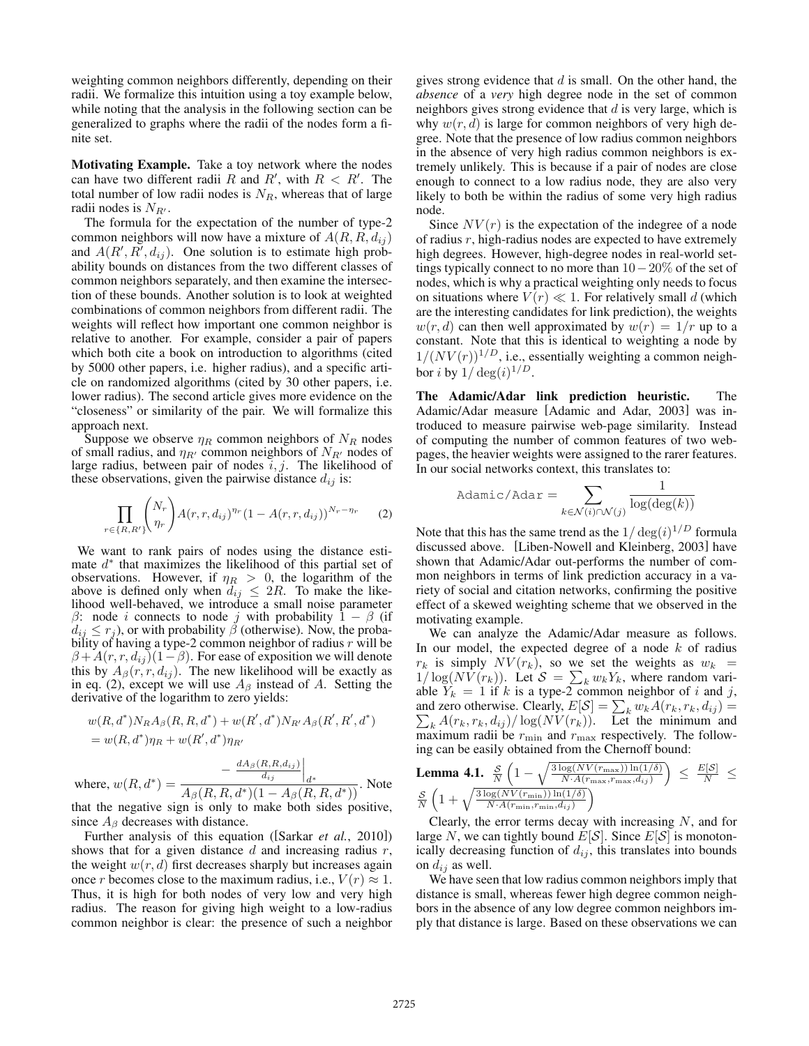weighting common neighbors differently, depending on their radii. We formalize this intuition using a toy example below, while noting that the analysis in the following section can be generalized to graphs where the radii of the nodes form a finite set.

**Motivating Example.** Take a toy network where the nodes can have two different radii $R$ and $R'$, with $R < R'$. The total number of low radii nodes is $N_R$, whereas that of large radii nodes is $N_{R'}$.

The formula for the expectation of the number of type-2 common neighbors will now have a mixture of $A(R, R, d_{ij})$ and $A(R', R', d_{ij})$. One solution is to estimate high probability bounds on distances from the two different classes of common neighbors separately, and then examine the intersection of these bounds. Another solution is to look at weighted combinations of common neighbors from different radii. The weights will reflect how important one common neighbor is relative to another. For example, consider a pair of papers which both cite a book on introduction to algorithms (cited by 5000 other papers, i.e. higher radius), and a specific article on randomized algorithms (cited by 30 other papers, i.e. lower radius). The second article gives more evidence on the "closeness" or similarity of the pair. We will formalize this approach next.

Suppose we observe $\eta_R$ common neighbors of $N_R$ nodes of small radius, and $\eta_{R'}$ common neighbors of $N_{R'}$ nodes of large radius, between pair of nodes $i, j$. The likelihood of these observations, given the pairwise distance $d_{ij}$ is:

$$\prod_{r \in \{R, R'\}} \binom{N_r}{\eta_r} A(r, r, d_{ij})^{\eta_r} (1 - A(r, r, d_{ij}))^{N_r - \eta_r} \quad (2)$$

We want to rank pairs of nodes using the distance estimate $d^*$ that maximizes the likelihood of this partial set of observations. However, if $\eta_R > 0$, the logarithm of the above is defined only when $d_{ij} \leq 2R$. To make the likelihood well-behaved, we introduce a small noise parameter $\beta$: node $i$ connects to node $j$ with probability $1 - \beta$ (if $d_{ij} \leq r_j$), or with probability $\beta$ (otherwise). Now, the probability of having a type-2 common neighbor of radius $r$ will be $\beta + A(r, r, d_{ij})(1 - \beta)$. For ease of exposition we will denote this by $A_\beta(r, r, d_{ij})$. The new likelihood will be exactly as in eq. (2), except we will use $A_\beta$ instead of $A$. Setting the derivative of the logarithm to zero yields:

$$w(R, d^*) N_R A_\beta(R, R, d^*) + w(R', d^*) N_{R'} A_\beta(R', R', d^*)$$
$$= w(R, d^*) \eta_R + w(R', d^*) \eta_{R'}$$

where, $w(R, d^*) = \dfrac{-\left.\frac{dA_\beta(R,R,d_{ij})}{d_{ij}}\right|_{d^*}}{A_\beta(R, R, d^*)(1 - A_\beta(R, R, d^*))}$. Note that the negative sign is only to make both sides positive, since $A_\beta$ decreases with distance.

Further analysis of this equation ([Sarkar *et al.*, 2010]) shows that for a given distance $d$ and increasing radius $r$, the weight $w(r, d)$ first decreases sharply but increases again once $r$ becomes close to the maximum radius, i.e., $V(r) \approx 1$. Thus, it is high for both nodes of very low and very high radius. The reason for giving high weight to a low-radius common neighbor is clear: the presence of such a neighbor gives strong evidence that $d$ is small. On the other hand, the *absence* of a *very* high degree node in the set of common neighbors gives strong evidence that $d$ is very large, which is why $w(r, d)$ is large for common neighbors of very high degree. Note that the presence of low radius common neighbors in the absence of very high radius common neighbors is extremely unlikely. This is because if a pair of nodes are close enough to connect to a low radius node, they are also very likely to both be within the radius of some very high radius node.

Since $NV(r)$ is the expectation of the indegree of a node of radius $r$, high-radius nodes are expected to have extremely high degrees. However, high-degree nodes in real-world settings typically connect to no more than $10-20\%$ of the set of nodes, which is why a practical weighting only needs to focus on situations where $V(r) \ll 1$. For relatively small $d$ (which are the interesting candidates for link prediction), the weights $w(r, d)$ can then well approximated by $w(r) = 1/r$ up to a constant. Note that this is identical to weighting a node by $1/(NV(r))^{1/D}$, i.e., essentially weighting a common neighbor $i$ by $1/\deg(i)^{1/D}$.

**The Adamic/Adar link prediction heuristic.** The Adamic/Adar measure [Adamic and Adar, 2003] was introduced to measure pairwise web-page similarity. Instead of computing the number of common features of two web-pages, the heavier weights were assigned to the rarer features. In our social networks context, this translates to:

$$\texttt{Adamic/Adar} = \sum_{k \in \mathcal{N}(i) \cap \mathcal{N}(j)} \frac{1}{\log(\deg(k))}$$

Note that this has the same trend as the $1/\deg(i)^{1/D}$ formula discussed above. [Liben-Nowell and Kleinberg, 2003] have shown that Adamic/Adar out-performs the number of common neighbors in terms of link prediction accuracy in a variety of social and citation networks, confirming the positive effect of a skewed weighting scheme that we observed in the motivating example.

We can analyze the Adamic/Adar measure as follows. In our model, the expected degree of a node $k$ of radius $r_k$ is simply $NV(r_k)$, so we set the weights as $w_k = 1/\log(NV(r_k))$. Let $\mathcal{S} = \sum_k w_k Y_k$, where random variable $Y_k = 1$ if $k$ is a type-2 common neighbor of $i$ and $j$, and zero otherwise. Clearly, $E[\mathcal{S}] = \sum_k w_k A(r_k, r_k, d_{ij}) = \sum_k A(r_k, r_k, d_{ij})/\log(NV(r_k))$. Let the minimum and maximum radii be $r_{\min}$ and $r_{\max}$ respectively. The following can be easily obtained from the Chernoff bound:

**Lemma 4.1.** $\frac{\mathcal{S}}{N}\left(1 - \sqrt{\frac{3\log(NV(r_{\max}))\ln(1/\delta)}{N \cdot A(r_{\max}, r_{\max}, d_{ij})}}\right) \leq \frac{E[\mathcal{S}]}{N} \leq \frac{\mathcal{S}}{N}\left(1 + \sqrt{\frac{3\log(NV(r_{\min}))\ln(1/\delta)}{N \cdot A(r_{\min}, r_{\min}, d_{ij})}}\right)$

Clearly, the error terms decay with increasing $N$, and for large $N$, we can tightly bound $E[\mathcal{S}]$. Since $E[\mathcal{S}]$ is monotonically decreasing function of $d_{ij}$, this translates into bounds on $d_{ij}$ as well.

We have seen that low radius common neighbors imply that distance is small, whereas fewer high degree common neighbors in the absence of any low degree common neighbors imply that distance is large. Based on these observations we can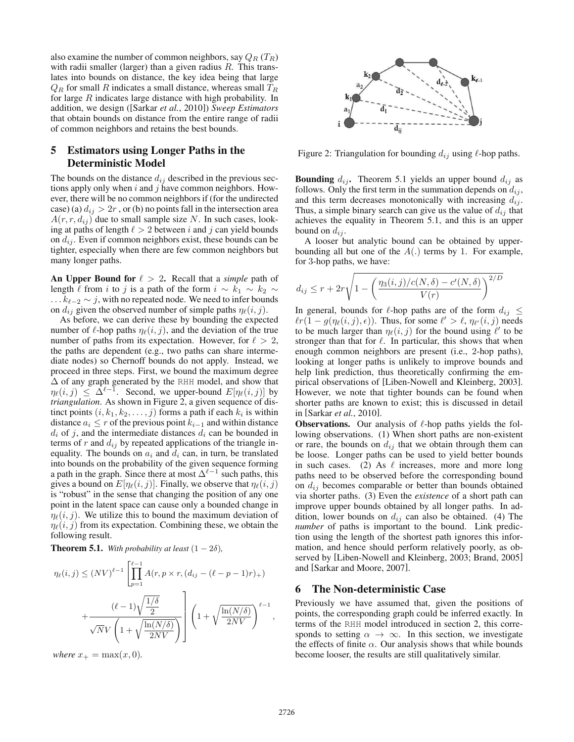also examine the number of common neighbors, say $Q_R$ ($T_R$) with radii smaller (larger) than a given radius $R$. This translates into bounds on distance, the key idea being that large $Q_R$ for small $R$ indicates a small distance, whereas small $T_R$ for large $R$ indicates large distance with high probability. In addition, we design ([Sarkar *et al.*, 2010]) *Sweep Estimators* that obtain bounds on distance from the entire range of radii of common neighbors and retains the best bounds.

## 5 Estimators using Longer Paths in the Deterministic Model

The bounds on the distance $d_{ij}$ described in the previous sections apply only when $i$ and $j$ have common neighbors. However, there will be no common neighbors if (for the undirected case) (a) $d_{ij} > 2r$ , or (b) no points fall in the intersection area $A(r, r, d_{ij})$ due to small sample size $N$. In such cases, looking at paths of length $\ell > 2$ between $i$ and $j$ can yield bounds on $d_{ij}$. Even if common neighbors exist, these bounds can be tighter, especially when there are few common neighbors but many longer paths.

**An Upper Bound for $\ell > 2$.** Recall that a *simple* path of length $\ell$ from $i$ to $j$ is a path of the form $i \sim k_1 \sim k_2 \sim \ldots k_{\ell-2} \sim j$, with no repeated node. We need to infer bounds on $d_{ij}$ given the observed number of simple paths $\eta_\ell(i, j)$.

As before, we can derive these by bounding the expected number of $\ell$-hop paths $\eta_\ell(i, j)$, and the deviation of the true number of paths from its expectation. However, for $\ell > 2$, the paths are dependent (e.g., two paths can share intermediate nodes) so Chernoff bounds do not apply. Instead, we proceed in three steps. First, we bound the maximum degree $\Delta$ of any graph generated by the RHH model, and show that $\eta_\ell(i, j) \leq \Delta^{\ell-1}$. Second, we upper-bound $E[\eta_\ell(i, j)]$ by *triangulation*. As shown in Figure 2, a given sequence of distinct points $(i, k_1, k_2, \ldots, j)$ forms a path if each $k_i$ is within distance $a_i \leq r$ of the previous point $k_{i-1}$ and within distance $d_i$ of $j$, and the intermediate distances $d_i$ can be bounded in terms of $r$ and $d_{ij}$ by repeated applications of the triangle inequality. The bounds on $a_i$ and $d_i$ can, in turn, be translated into bounds on the probability of the given sequence forming a path in the graph. Since there at most $\Delta^{\ell-1}$ such paths, this gives a bound on $E[\eta_\ell(i, j)]$. Finally, we observe that $\eta_\ell(i, j)$ is "robust" in the sense that changing the position of any one point in the latent space can cause only a bounded change in $\eta_\ell(i, j)$. We utilize this to bound the maximum deviation of $\eta_\ell(i, j)$ from its expectation. Combining these, we obtain the following result.

**Theorem 5.1.** *With probability at least* $(1 - 2\delta)$,

$$\eta_\ell(i, j) \leq (NV)^{\ell-1} \left[ \prod_{p=1}^{\ell-1} A(r, p \times r, (d_{ij} - (\ell - p - 1)r)_+) + \frac{(\ell-1)\sqrt{\frac{1/\delta}{2}}}{\sqrt{N}V\left(1 + \sqrt{\frac{\ln(N/\delta)}{2NV}}\right)} \right] \left(1 + \sqrt{\frac{\ln(N/\delta)}{2NV}}\right)^{\ell-1},$$

*where* $x_+ = \max(x, 0)$.

Figure 2: Triangulation for bounding $d_{ij}$ using $\ell$-hop paths.

**Bounding $d_{ij}$.** Theorem 5.1 yields an upper bound $d_{ij}$ as follows. Only the first term in the summation depends on $d_{ij}$, and this term decreases monotonically with increasing $d_{ij}$. Thus, a simple binary search can give us the value of $d_{ij}$ that achieves the equality in Theorem 5.1, and this is an upper bound on $d_{ij}$.

A looser but analytic bound can be obtained by upper-bounding all but one of the $A(.)$ terms by 1. For example, for 3-hop paths, we have:

$$d_{ij} \leq r + 2r\sqrt{1 - \left(\frac{\eta_3(i, j)/c(N, \delta) - c'(N, \delta)}{V(r)}\right)^{2/D}}$$

In general, bounds for $\ell$-hop paths are of the form $d_{ij} \leq \ell r(1 - g(\eta_\ell(i, j), \epsilon))$. Thus, for some $\ell' > \ell$, $\eta_{\ell'}(i, j)$ needs to be much larger than $\eta_\ell(i, j)$ for the bound using $\ell'$ to be stronger than that for $\ell$. In particular, this shows that when enough common neighbors are present (i.e., 2-hop paths), looking at longer paths is unlikely to improve bounds and help link prediction, thus theoretically confirming the empirical observations of [Liben-Nowell and Kleinberg, 2003]. However, we note that tighter bounds can be found when shorter paths are known to exist; this is discussed in detail in [Sarkar *et al.*, 2010].

**Observations.** Our analysis of $\ell$-hop paths yields the following observations. (1) When short paths are non-existent or rare, the bounds on $d_{ij}$ that we obtain through them can be loose. Longer paths can be used to yield better bounds in such cases. (2) As $\ell$ increases, more and more long paths need to be observed before the corresponding bound on $d_{ij}$ becomes comparable or better than bounds obtained via shorter paths. (3) Even the *existence* of a short path can improve upper bounds obtained by all longer paths. In addition, lower bounds on $d_{ij}$ can also be obtained. (4) The *number* of paths is important to the bound. Link prediction using the length of the shortest path ignores this information, and hence should perform relatively poorly, as observed by [Liben-Nowell and Kleinberg, 2003; Brand, 2005] and [Sarkar and Moore, 2007].

## 6 The Non-deterministic Case

Previously we have assumed that, given the positions of points, the corresponding graph could be inferred exactly. In terms of the RHH model introduced in section 2, this corresponds to setting $\alpha \to \infty$. In this section, we investigate the effects of finite $\alpha$. Our analysis shows that while bounds become looser, the results are still qualitatively similar.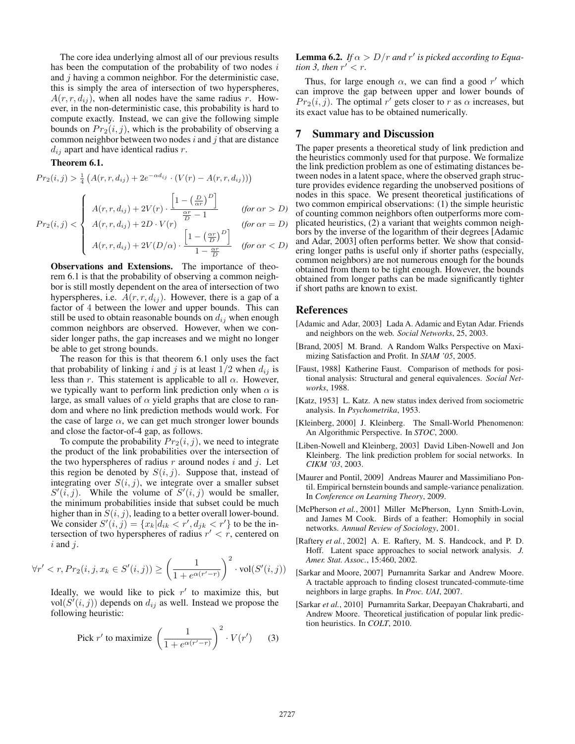The core idea underlying almost all of our previous results has been the computation of the probability of two nodes $i$ and $j$ having a common neighbor. For the deterministic case, this is simply the area of intersection of two hyperspheres, $A(r, r, d_{ij})$, when all nodes have the same radius $r$. However, in the non-deterministic case, this probability is hard to compute exactly. Instead, we can give the following simple bounds on $Pr_2(i,j)$, which is the probability of observing a common neighbor between two nodes $i$ and $j$ that are distance $d_{ij}$ apart and have identical radius $r$.

**Theorem 6.1.**

$$Pr_2(i,j) > \frac{1}{4}\left(A(r,r,d_{ij}) + 2e^{-\alpha d_{ij}} \cdot (V(r) - A(r,r,d_{ij}))\right)$$

$$Pr_2(i,j) < \begin{cases} A(r,r,d_{ij}) + 2V(r) \cdot \dfrac{\left[1 - \left(\frac{D}{\alpha r}\right)^D\right]}{\frac{\alpha r}{D} - 1} & \text{(for } \alpha r > D\text{)} \\ A(r,r,d_{ij}) + 2D \cdot V(r) & \text{(for } \alpha r = D\text{)} \\ A(r,r,d_{ij}) + 2V(D/\alpha) \cdot \dfrac{\left[1 - \left(\frac{\alpha r}{D}\right)^D\right]}{1 - \frac{\alpha r}{D}} & \text{(for } \alpha r < D\text{)} \end{cases}$$

**Observations and Extensions.** The importance of theorem 6.1 is that the probability of observing a common neighbor is still mostly dependent on the area of intersection of two hyperspheres, i.e. $A(r, r, d_{ij})$. However, there is a gap of a factor of 4 between the lower and upper bounds. This can still be used to obtain reasonable bounds on $d_{ij}$ when enough common neighbors are observed. However, when we consider longer paths, the gap increases and we might no longer be able to get strong bounds.

The reason for this is that theorem 6.1 only uses the fact that probability of linking $i$ and $j$ is at least $1/2$ when $d_{ij}$ is less than $r$. This statement is applicable to all $\alpha$. However, we typically want to perform link prediction only when $\alpha$ is large, as small values of $\alpha$ yield graphs that are close to random and where no link prediction methods would work. For the case of large $\alpha$, we can get much stronger lower bounds and close the factor-of-4 gap, as follows.

To compute the probability $Pr_2(i,j)$, we need to integrate the product of the link probabilities over the intersection of the two hyperspheres of radius $r$ around nodes $i$ and $j$. Let this region be denoted by $S(i,j)$. Suppose that, instead of integrating over $S(i,j)$, we integrate over a smaller subset $S'(i,j)$. While the volume of $S'(i,j)$ would be smaller, the minimum probabilities inside that subset could be much higher than in $S(i,j)$, leading to a better overall lower-bound. We consider $S'(i,j) = \{x_k | d_{ik} < r', d_{jk} < r'\}$ to be the intersection of two hyperspheres of radius $r' < r$, centered on $i$ and $j$.

$$\forall r' < r, Pr_2(i,j,x_k \in S'(i,j)) \geq \left(\frac{1}{1 + e^{\alpha(r'-r)}}\right)^2 \cdot \text{vol}(S'(i,j))$$

Ideally, we would like to pick $r'$ to maximize this, but $\text{vol}(S'(i,j))$ depends on $d_{ij}$ as well. Instead we propose the following heuristic:

$$\text{Pick } r' \text{ to maximize } \left(\frac{1}{1 + e^{\alpha(r'-r)}}\right)^2 \cdot V(r') \qquad (3)$$

**Lemma 6.2.** *If $\alpha > D/r$ and $r'$ is picked according to Equation 3, then $r' < r$.*

Thus, for large enough $\alpha$, we can find a good $r'$ which can improve the gap between upper and lower bounds of $Pr_2(i,j)$. The optimal $r'$ gets closer to $r$ as $\alpha$ increases, but its exact value has to be obtained numerically.

## 7 Summary and Discussion

The paper presents a theoretical study of link prediction and the heuristics commonly used for that purpose. We formalize the link prediction problem as one of estimating distances between nodes in a latent space, where the observed graph structure provides evidence regarding the unobserved positions of nodes in this space. We present theoretical justifications of two common empirical observations: (1) the simple heuristic of counting common neighbors often outperforms more complicated heuristics, (2) a variant that weights common neighbors by the inverse of the logarithm of their degrees [Adamic and Adar, 2003] often performs better. We show that considering longer paths is useful only if shorter paths (especially, common neighbors) are not numerous enough for the bounds obtained from them to be tight enough. However, the bounds obtained from longer paths can be made significantly tighter if short paths are known to exist.

## References

[Adamic and Adar, 2003] Lada A. Adamic and Eytan Adar. Friends and neighbors on the web. *Social Networks*, 25, 2003.

[Brand, 2005] M. Brand. A Random Walks Perspective on Maximizing Satisfaction and Profit. In *SIAM '05*, 2005.

[Faust, 1988] Katherine Faust. Comparison of methods for positional analysis: Structural and general equivalences. *Social Networks*, 1988.

[Katz, 1953] L. Katz. A new status index derived from sociometric analysis. In *Psychometrika*, 1953.

[Kleinberg, 2000] J. Kleinberg. The Small-World Phenomenon: An Algorithmic Perspective. In *STOC*, 2000.

[Liben-Nowell and Kleinberg, 2003] David Liben-Nowell and Jon Kleinberg. The link prediction problem for social networks. In *CIKM '03*, 2003.

[Maurer and Pontil, 2009] Andreas Maurer and Massimiliano Pontil. Empirical bernstein bounds and sample-variance penalization. In *Conference on Learning Theory*, 2009.

[McPherson *et al.*, 2001] Miller McPherson, Lynn Smith-Lovin, and James M Cook. Birds of a feather: Homophily in social networks. *Annual Review of Sociology*, 2001.

[Raftery *et al.*, 2002] A. E. Raftery, M. S. Handcock, and P. D. Hoff. Latent space approaches to social network analysis. *J. Amer. Stat. Assoc.*, 15:460, 2002.

[Sarkar and Moore, 2007] Purnamrita Sarkar and Andrew Moore. A tractable approach to finding closest truncated-commute-time neighbors in large graphs. In *Proc. UAI*, 2007.

[Sarkar *et al.*, 2010] Purnamrita Sarkar, Deepayan Chakrabarti, and Andrew Moore. Theoretical justification of popular link prediction heuristics. In *COLT*, 2010.